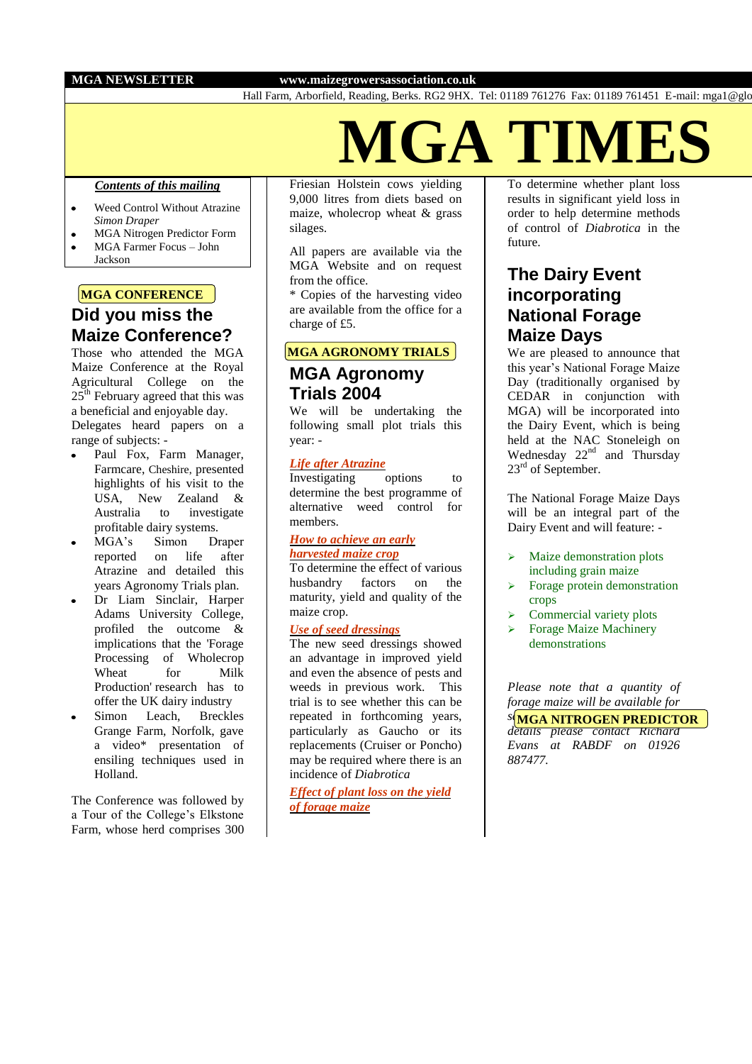**MGA NEWSLETTER** **www.maizegrowersassociation.co.uk**

Hall Farm, Arborfield, Reading, Berks. RG2 9HX. Tel: 01189 761276 Fax: 01189 761451 E-mail: mga1@glo

# MGA TIMES

***Contents of this mailing***

- Weed Control Without Atrazine *Simon Draper*
- MGA Nitrogen Predictor Form
- MGA Farmer Focus – John Jackson

**MGA CONFERENCE**

## Did you miss the Maize Conference?

Those who attended the MGA Maize Conference at the Royal Agricultural College on 25th February agreed that this was a beneficial and enjoyable day.

Delegates heard papers on a range of subjects: -

- Paul Fox, Farm Manager, Farmcare, Cheshire, presented highlights of his visit to the USA, New Zealand & Australia to investigate profitable dairy systems.
- MGA's Simon Draper reported on life after Atrazine and detailed this years Agronomy Trials plan.
- Dr Liam Sinclair, Harper Adams University College, profiled the outcome & implications that the 'Forage Processing of Wholecrop Wheat for Milk Production' research has to offer the UK dairy industry
- Simon Leach, Breckles Grange Farm, Norfolk, gave a video* presentation of ensiling techniques used in Holland.

The Conference was followed by a Tour of the College's Elkstone Farm, whose herd comprises 300 Friesian Holstein cows yielding 9,000 litres from diets based on maize, wholecrop wheat & grass silages.

All papers are available via the MGA Website and on request from the office.

* Copies of the harvesting video are available from the office for a charge of £5.

**MGA AGRONOMY TRIALS**

## MGA Agronomy Trials 2004

We will be undertaking the following small plot trials this year: -

***Life after Atrazine***

Investigating options to determine the best programme of alternative weed control for members.

***How to achieve an early harvested maize crop***

To determine the effect of various husbandry factors on the maturity, yield and quality of the maize crop.

***Use of seed dressings***

The new seed dressings showed an advantage in improved yield and even the absence of pests and weeds in previous work. This trial is to see whether this can be repeated in forthcoming years, particularly as Gaucho or its replacements (Cruiser or Poncho) may be required where there is an incidence of *Diabrotica*

***Effect of plant loss on the yield of forage maize***

To determine whether plant loss results in significant yield loss in order to help determine methods of control of *Diabrotica* in the future.

## The Dairy Event incorporating National Forage Maize Days

We are pleased to announce that this year's National Forage Maize Day (traditionally organised by CEDAR in conjunction with MGA) will be incorporated into the Dairy Event, which is being held at the NAC Stoneleigh on Wednesday 22nd and Thursday 23rd of September.

The National Forage Maize Days will be an integral part of the Dairy Event and will feature: -

- Maize demonstration plots including grain maize
- Forage protein demonstration crops
- Commercial variety plots
- Forage Maize Machinery demonstrations

*Please note that a quantity of forage maize will be available for s... details please contact Richard Evans at RABDF on 01926 887477.*

**MGA NITROGEN PREDICTOR**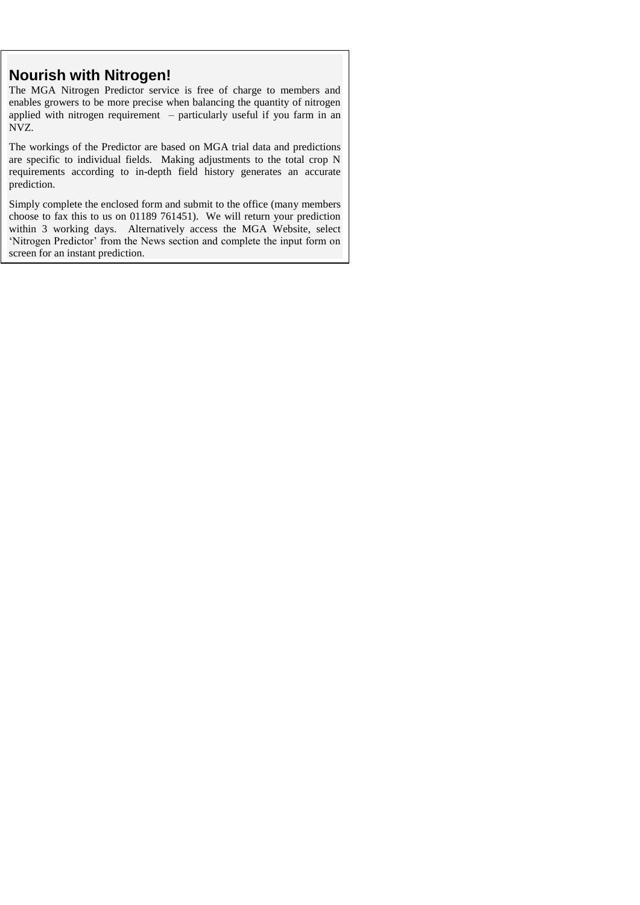## Nourish with Nitrogen!

The MGA Nitrogen Predictor service is free of charge to members and enables growers to be more precise when balancing the quantity of nitrogen applied with nitrogen requirement – particularly useful if you farm in an NVZ.

The workings of the Predictor are based on MGA trial data and predictions are specific to individual fields. Making adjustments to the total crop N requirements according to in-depth field history generates an accurate prediction.

Simply complete the enclosed form and submit to the office (many members choose to fax this to us on 01189 761451). We will return your prediction within 3 working days. Alternatively access the MGA Website, select 'Nitrogen Predictor' from the News section and complete the input form on screen for an instant prediction.